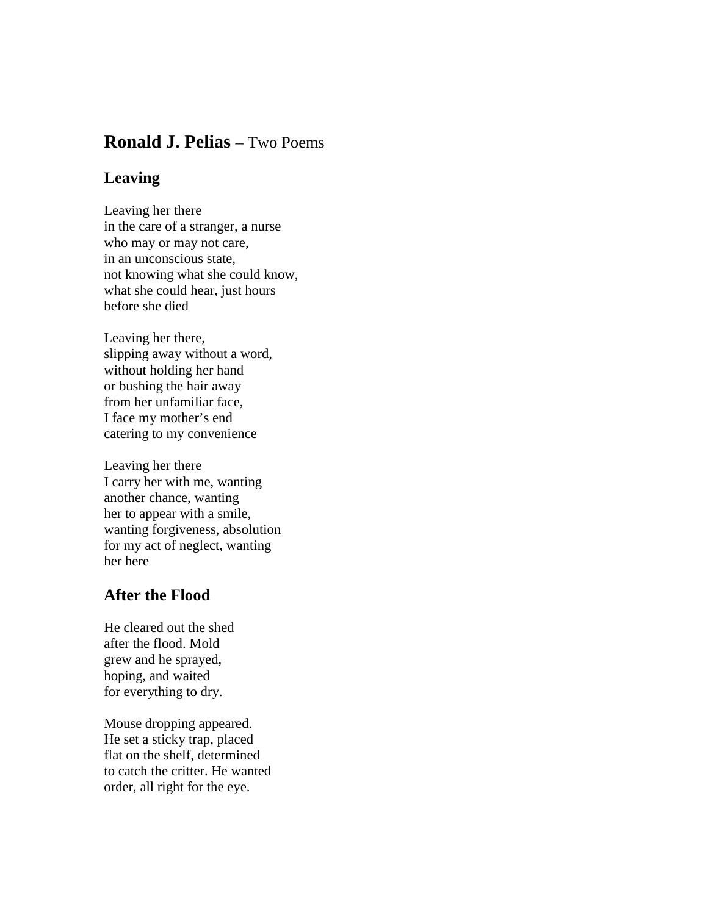# **Ronald J. Pelias** – Two Poems

## Leaving

Leaving her there
in the care of a stranger, a nurse
who may or may not care,
in an unconscious state,
not knowing what she could know,
what she could hear, just hours
before she died

Leaving her there,
slipping away without a word,
without holding her hand
or bushing the hair away
from her unfamiliar face,
I face my mother's end
catering to my convenience

Leaving her there
I carry her with me, wanting
another chance, wanting
her to appear with a smile,
wanting forgiveness, absolution
for my act of neglect, wanting
her here

## After the Flood

He cleared out the shed
after the flood. Mold
grew and he sprayed,
hoping, and waited
for everything to dry.

Mouse dropping appeared.
He set a sticky trap, placed
flat on the shelf, determined
to catch the critter. He wanted
order, all right for the eye.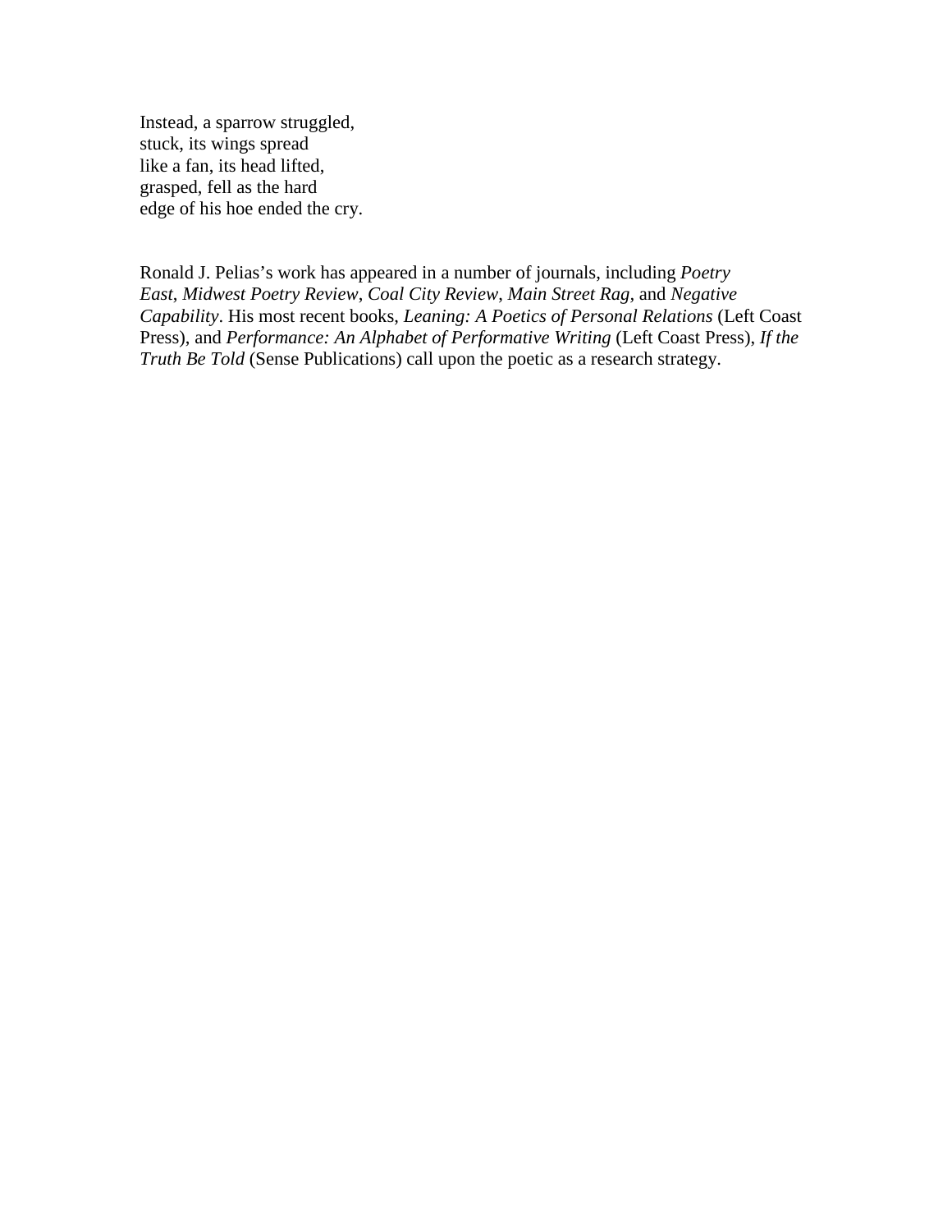Instead, a sparrow struggled,  
stuck, its wings spread  
like a fan, its head lifted,  
grasped, fell as the hard  
edge of his hoe ended the cry.

Ronald J. Pelias's work has appeared in a number of journals, including *Poetry East*, *Midwest Poetry Review*, *Coal City Review*, *Main Street Rag*, and *Negative Capability*. His most recent books, *Leaning: A Poetics of Personal Relations* (Left Coast Press), and *Performance: An Alphabet of Performative Writing* (Left Coast Press), *If the Truth Be Told* (Sense Publications) call upon the poetic as a research strategy.